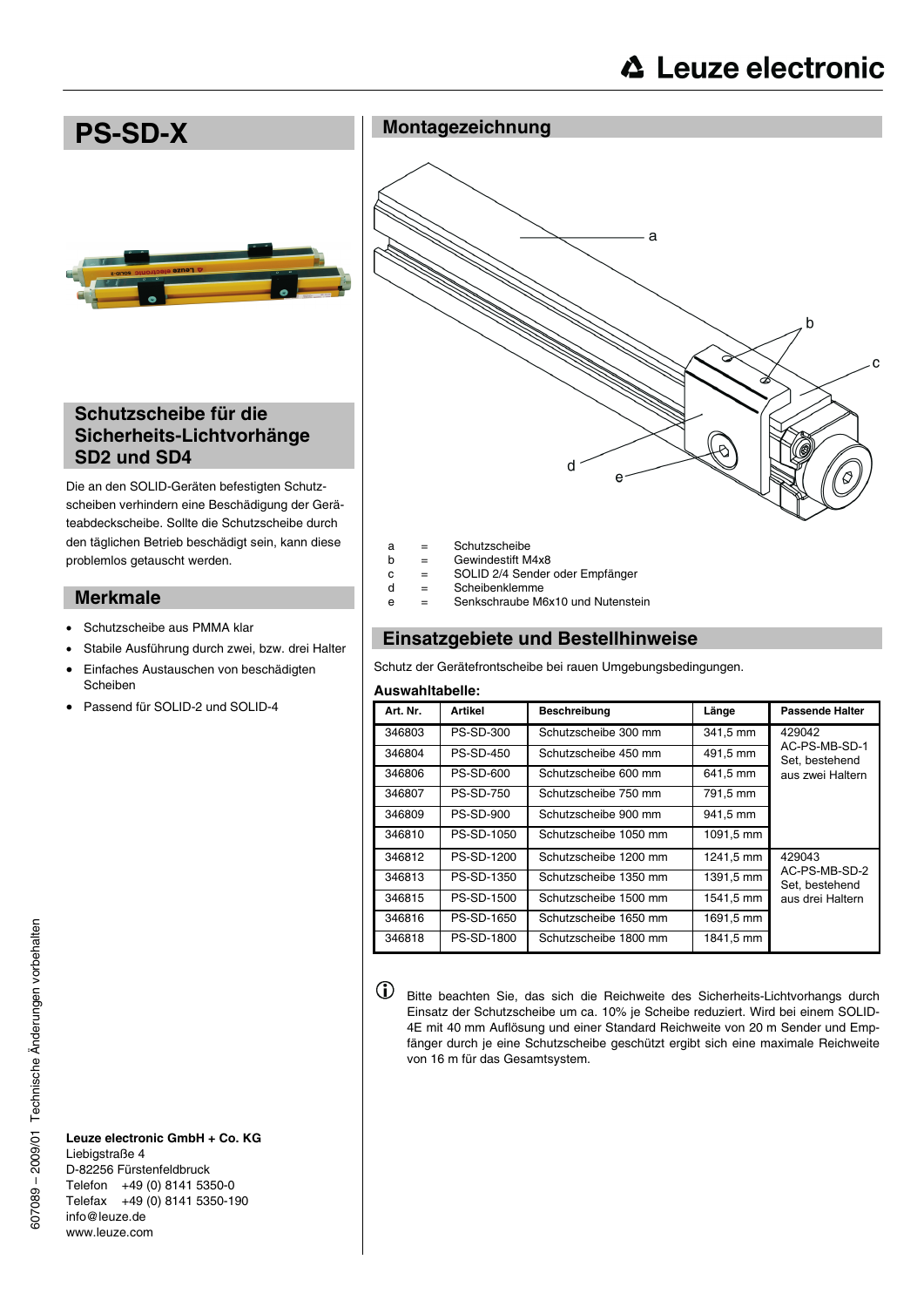# PS-SD-X

## Schutzscheibe für die Sicherheits-Lichtvorhänge SD2 und SD4

Die an den SOLID-Geräten befestigten Schutzscheiben verhindern eine Beschädigung der Geräteabdeckscheibe. Sollte die Schutzscheibe durch den täglichen Betrieb beschädigt sein, kann diese problemlos getauscht werden.

## Merkmale

- Schutzscheibe aus PMMA klar
- Stabile Ausführung durch zwei, bzw. drei Halter
- Einfaches Austauschen von beschädigten Scheiben
- Passend für SOLID-2 und SOLID-4

**Leuze electronic GmbH + Co. KG**
Liebigstraße 4
D-82256 Fürstenfeldbruck
Telefon +49 (0) 8141 5350-0
Telefax +49 (0) 8141 5350-190
info@leuze.de
www.leuze.de

## Montagezeichnung

a = Schutzscheibe
b = Gewindestift M4x8
c = SOLID 2/4 Sender oder Empfänger
d = Scheibenklemme
e = Senkschraube M6x10 und Nutenstein

## Einsatzgebiete und Bestellhinweise

Schutz der Gerätefrontscheibe bei rauen Umgebungsbedingungen.

**Auswahltabelle:**

| Art. Nr. | Artikel | Beschreibung | Länge | Passende Halter |
|---|---|---|---|---|
| 346803 | PS-SD-300 | Schutzscheibe 300 mm | 341,5 mm | 429042 AC-PS-MB-SD-1 Set, bestehend aus zwei Haltern |
| 346804 | PS-SD-450 | Schutzscheibe 450 mm | 491,5 mm | |
| 346806 | PS-SD-600 | Schutzscheibe 600 mm | 641,5 mm | |
| 346807 | PS-SD-750 | Schutzscheibe 750 mm | 791,5 mm | |
| 346809 | PS-SD-900 | Schutzscheibe 900 mm | 941,5 mm | |
| 346810 | PS-SD-1050 | Schutzscheibe 1050 mm | 1091,5 mm | |
| 346812 | PS-SD-1200 | Schutzscheibe 1200 mm | 1241,5 mm | 429043 AC-PS-MB-SD-2 Set, bestehend aus drei Haltern |
| 346813 | PS-SD-1350 | Schutzscheibe 1350 mm | 1391,5 mm | |
| 346815 | PS-SD-1500 | Schutzscheibe 1500 mm | 1541,5 mm | |
| 346816 | PS-SD-1650 | Schutzscheibe 1650 mm | 1691,5 mm | |
| 346818 | PS-SD-1800 | Schutzscheibe 1800 mm | 1841,5 mm | |

ⓘ Bitte beachten Sie, das sich die Reichweite des Sicherheits-Lichtvorhangs durch Einsatz der Schutzscheibe um ca. 10% je Scheibe reduziert. Wird bei einem SOLID-4E mit 40 mm Auflösung und einer Standard Reichweite von 20 m Sender und Empfänger durch je eine Schutzscheibe geschützt ergibt sich eine maximale Reichweite von 16 m für das Gesamtsystem.

607089 – 2009/01 Technische Änderungen vorbehalten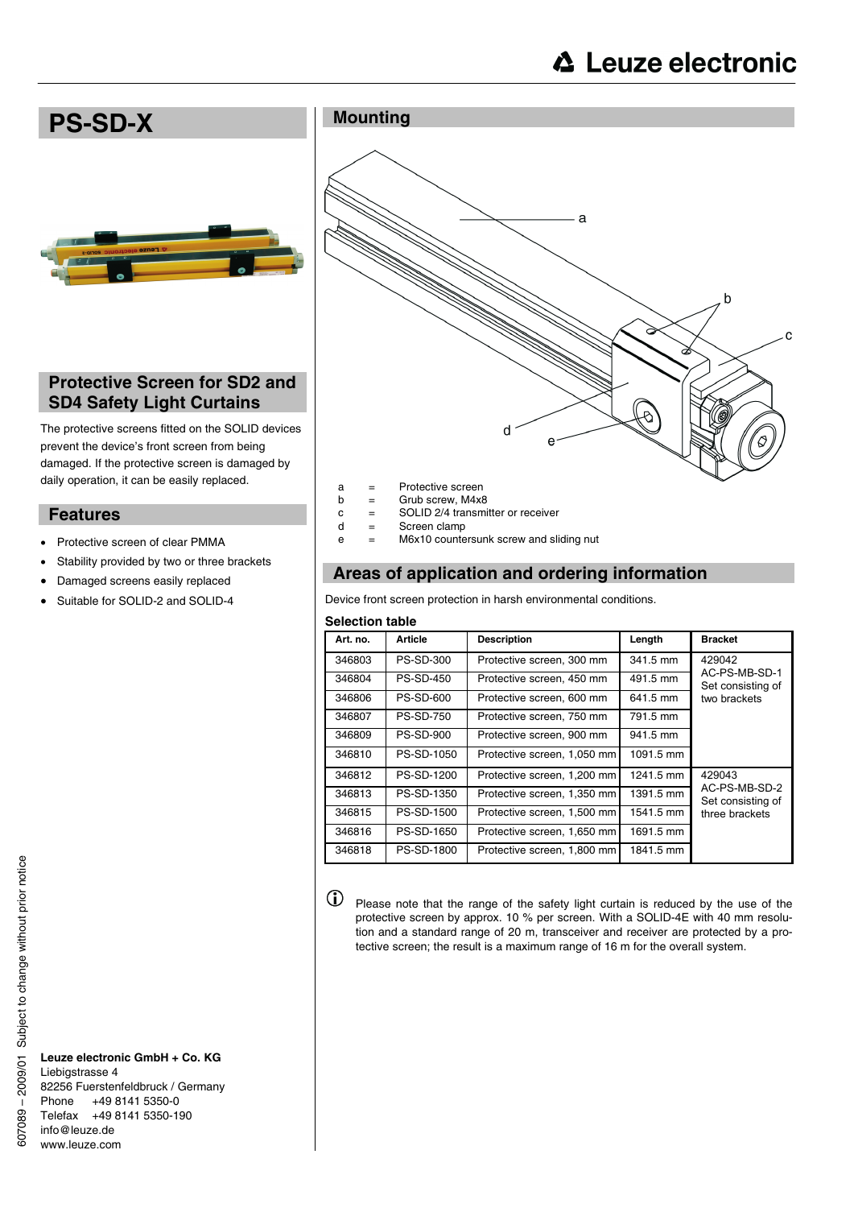# PS-SD-X

## Protective Screen for SD2 and SD4 Safety Light Curtains

The protective screens fitted on the SOLID devices prevent the device's front screen from being damaged. If the protective screen is damaged by daily operation, it can be easily replaced.

## Features

- Protective screen of clear PMMA
- Stability provided by two or three brackets
- Damaged screens easily replaced
- Suitable for SOLID-2 and SOLID-4

Leuze electronic GmbH + Co. KG
Liebigstrasse 4
82256 Fuerstenfeldbruck / Germany
Phone +49 8141 5350-0
Telefax +49 8141 5350-190
info@leuze.de
www.leuze.com

607089 – 2009/01 Subject to change without prior notice

## Mounting

a
b
c
d
e

a = Protective screen
b = Grub screw, M4x8
c = SOLID 2/4 transmitter or receiver
d = Screen clamp
e = M6x10 countersunk screw and sliding nut

## Areas of application and ordering information

Device front screen protection in harsh environmental conditions.

**Selection table**

| Art. no. | Article | Description | Length | Bracket |
|---|---|---|---|---|
| 346803 | PS-SD-300 | Protective screen, 300 mm | 341.5 mm | 429042 AC-PS-MB-SD-1 Set consisting of two brackets |
| 346804 | PS-SD-450 | Protective screen, 450 mm | 491.5 mm | |
| 346806 | PS-SD-600 | Protective screen, 600 mm | 641.5 mm | |
| 346807 | PS-SD-750 | Protective screen, 750 mm | 791.5 mm | |
| 346809 | PS-SD-900 | Protective screen, 900 mm | 941.5 mm | |
| 346810 | PS-SD-1050 | Protective screen, 1,050 mm | 1091.5 mm | |
| 346812 | PS-SD-1200 | Protective screen, 1,200 mm | 1241.5 mm | 429043 AC-PS-MB-SD-2 Set consisting of three brackets |
| 346813 | PS-SD-1350 | Protective screen, 1,350 mm | 1391.5 mm | |
| 346815 | PS-SD-1500 | Protective screen, 1,500 mm | 1541.5 mm | |
| 346816 | PS-SD-1650 | Protective screen, 1,650 mm | 1691.5 mm | |
| 346818 | PS-SD-1800 | Protective screen, 1,800 mm | 1841.5 mm | |

Please note that the range of the safety light curtain is reduced by the use of the protective screen by approx. 10 % per screen. With a SOLID-4E with 40 mm resolution and a standard range of 20 m, transceiver and receiver are protected by a protective screen; the result is a maximum range of 16 m for the overall system.